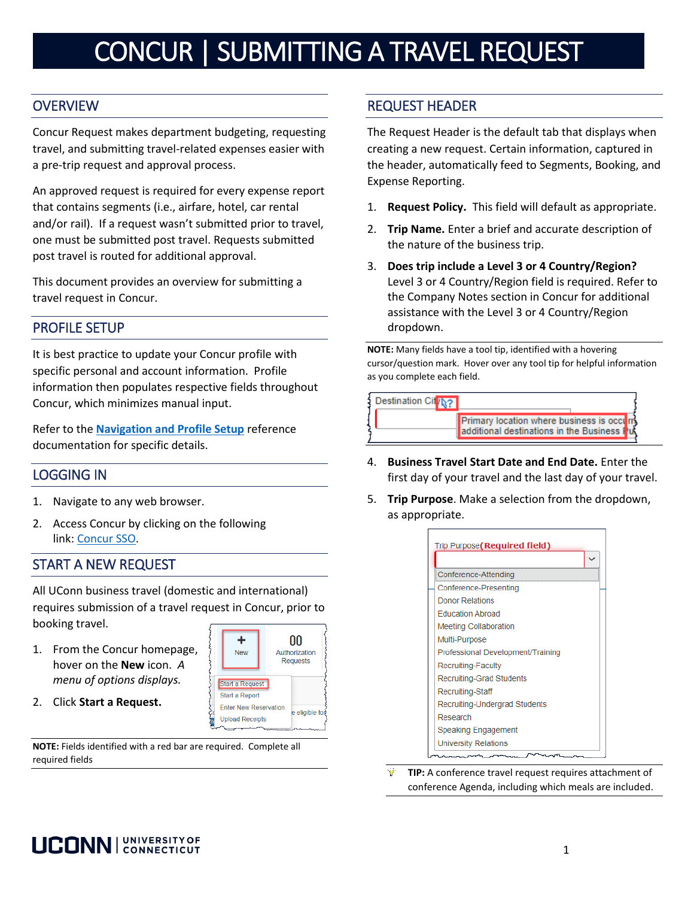# CONCUR | SUBMITTING A TRAVEL REQUEST

## OVERVIEW

Concur Request makes department budgeting, requesting travel, and submitting travel-related expenses easier with a pre-trip request and approval process.

An approved request is required for every expense report that contains segments (i.e., airfare, hotel, car rental and/or rail). If a request wasn't submitted prior to travel, one must be submitted post travel. Requests submitted post travel is routed for additional approval.

This document provides an overview for submitting a travel request in Concur.

## PROFILE SETUP

It is best practice to update your Concur profile with specific personal and account information. Profile information then populates respective fields throughout Concur, which minimizes manual input.

Refer to the **Navigation and Profile Setup** reference documentation for specific details.

## LOGGING IN

1. Navigate to any web browser.
2. Access Concur by clicking on the following link: Concur SSO.

## START A NEW REQUEST

All UConn business travel (domestic and international) requires submission of a travel request in Concur, prior to booking travel.

1. From the Concur homepage, hover on the **New** icon. *A menu of options displays.*
2. Click **Start a Request.**

**NOTE:** Fields identified with a red bar are required. Complete all required fields

## REQUEST HEADER

The Request Header is the default tab that displays when creating a new request. Certain information, captured in the header, automatically feed to Segments, Booking, and Expense Reporting.

1. **Request Policy.** This field will default as appropriate.
2. **Trip Name.** Enter a brief and accurate description of the nature of the business trip.
3. **Does trip include a Level 3 or 4 Country/Region?** Level 3 or 4 Country/Region field is required. Refer to the Company Notes section in Concur for additional assistance with the Level 3 or 4 Country/Region dropdown.

**NOTE:** Many fields have a tool tip, identified with a hovering cursor/question mark. Hover over any tool tip for helpful information as you complete each field.

4. **Business Travel Start Date and End Date.** Enter the first day of your travel and the last day of your travel.
5. **Trip Purpose**. Make a selection from the dropdown, as appropriate.

**TIP:** A conference travel request requires attachment of conference Agenda, including which meals are included.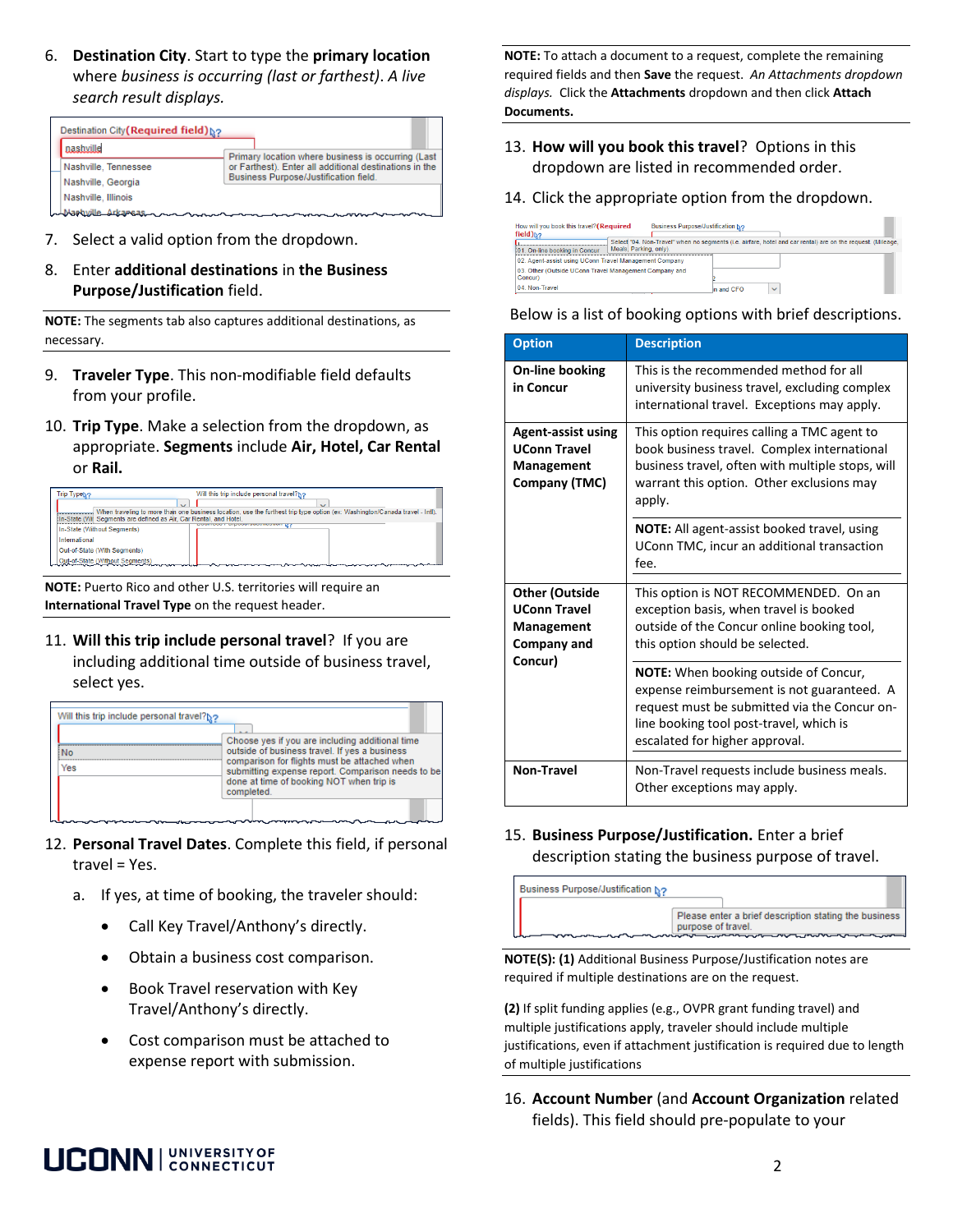6. **Destination City**. Start to type the **primary location** where *business is occurring (last or farthest). A live search result displays.*

7. Select a valid option from the dropdown.

8. Enter **additional destinations** in **the Business Purpose/Justification** field.

**NOTE:** The segments tab also captures additional destinations, as necessary.

9. **Traveler Type**. This non-modifiable field defaults from your profile.

10. **Trip Type**. Make a selection from the dropdown, as appropriate. **Segments** include **Air, Hotel, Car Rental** or **Rail.**

**NOTE:** Puerto Rico and other U.S. territories will require an **International Travel Type** on the request header.

11. **Will this trip include personal travel**? If you are including additional time outside of business travel, select yes.

12. **Personal Travel Dates**. Complete this field, if personal travel = Yes.

    a. If yes, at time of booking, the traveler should:

    - Call Key Travel/Anthony's directly.
    - Obtain a business cost comparison.
    - Book Travel reservation with Key Travel/Anthony's directly.
    - Cost comparison must be attached to expense report with submission.

**NOTE:** To attach a document to a request, complete the remaining required fields and then **Save** the request. *An Attachments dropdown displays.* Click the **Attachments** dropdown and then click **Attach Documents.**

13. **How will you book this travel**? Options in this dropdown are listed in recommended order.

14. Click the appropriate option from the dropdown.

Below is a list of booking options with brief descriptions.

| Option | Description |
|---|---|
| **On-line booking in Concur** | This is the recommended method for all university business travel, excluding complex international travel. Exceptions may apply. |
| **Agent-assist using UConn Travel Management Company (TMC)** | This option requires calling a TMC agent to book business travel. Complex international business travel, often with multiple stops, will warrant this option. Other exclusions may apply.<br><br>**NOTE:** All agent-assist booked travel, using UConn TMC, incur an additional transaction fee. |
| **Other (Outside UConn Travel Management Company and Concur)** | This option is NOT RECOMMENDED. On an exception basis, when travel is booked outside of the Concur online booking tool, this option should be selected.<br><br>**NOTE:** When booking outside of Concur, expense reimbursement is not guaranteed. A request must be submitted via the Concur on-line booking tool post-travel, which is escalated for higher approval. |
| **Non-Travel** | Non-Travel requests include business meals. Other exceptions may apply. |

15. **Business Purpose/Justification.** Enter a brief description stating the business purpose of travel.

**NOTE(S): (1)** Additional Business Purpose/Justification notes are required if multiple destinations are on the request.

**(2)** If split funding applies (e.g., OVPR grant funding travel) and multiple justifications apply, traveler should include multiple justifications, even if attachment justification is required due to length of multiple justifications

16. **Account Number** (and **Account Organization** related fields). This field should pre-populate to your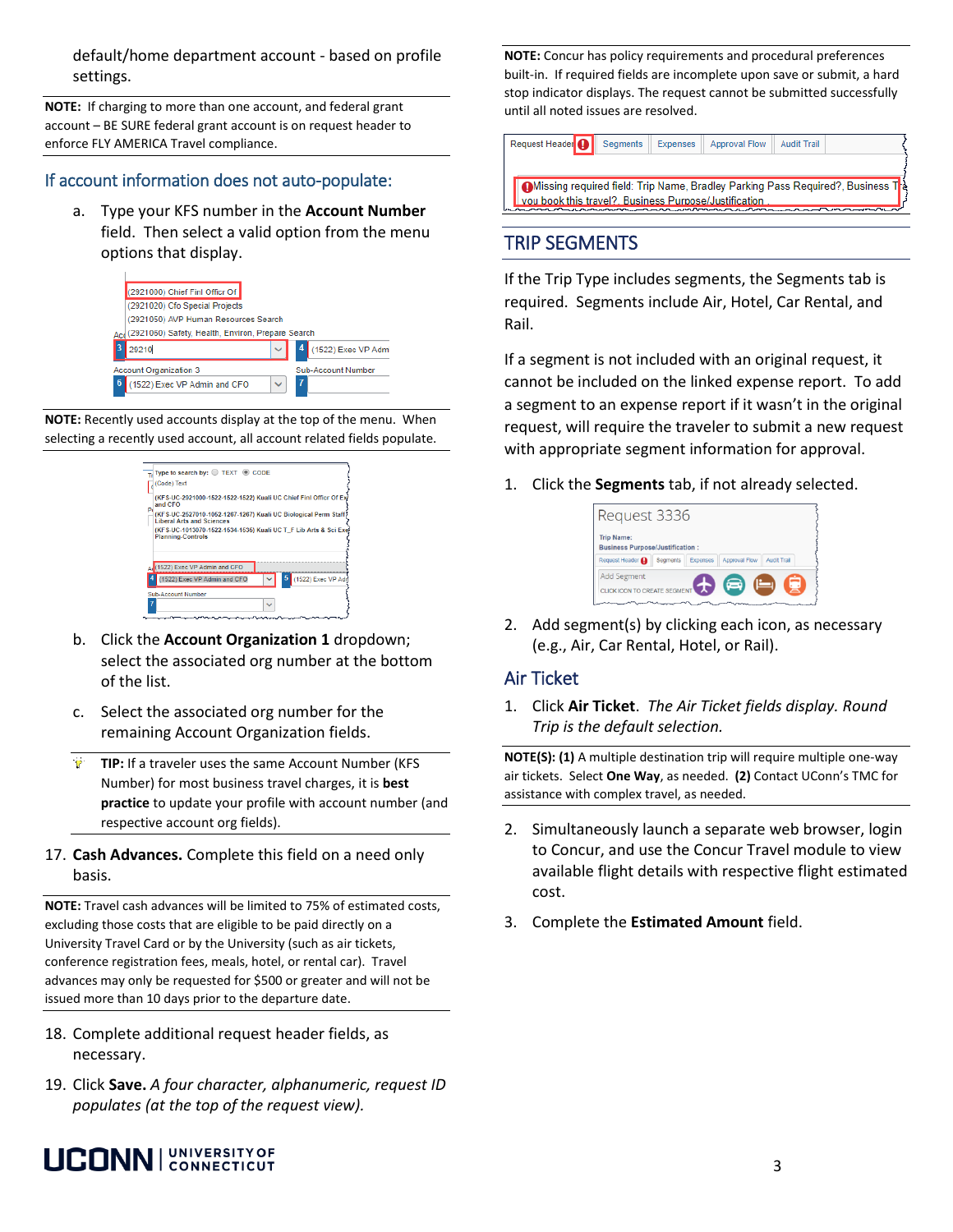default/home department account - based on profile settings.

**NOTE:** If charging to more than one account, and federal grant account – BE SURE federal grant account is on request header to enforce FLY AMERICA Travel compliance.

## If account information does not auto-populate:

a. Type your KFS number in the **Account Number** field. Then select a valid option from the menu options that display.

**NOTE:** Recently used accounts display at the top of the menu. When selecting a recently used account, all account related fields populate.

b. Click the **Account Organization 1** dropdown; select the associated org number at the bottom of the list.

c. Select the associated org number for the remaining Account Organization fields.

**TIP:** If a traveler uses the same Account Number (KFS Number) for most business travel charges, it is **best practice** to update your profile with account number (and respective account org fields).

17. **Cash Advances.** Complete this field on a need only basis.

**NOTE:** Travel cash advances will be limited to 75% of estimated costs, excluding those costs that are eligible to be paid directly on a University Travel Card or by the University (such as air tickets, conference registration fees, meals, hotel, or rental car). Travel advances may only be requested for $500 or greater and will not be issued more than 10 days prior to the departure date.

18. Complete additional request header fields, as necessary.

19. Click **Save.** *A four character, alphanumeric, request ID populates (at the top of the request view).*

**NOTE:** Concur has policy requirements and procedural preferences built-in. If required fields are incomplete upon save or submit, a hard stop indicator displays. The request cannot be submitted successfully until all noted issues are resolved.

## TRIP SEGMENTS

If the Trip Type includes segments, the Segments tab is required. Segments include Air, Hotel, Car Rental, and Rail.

If a segment is not included with an original request, it cannot be included on the linked expense report. To add a segment to an expense report if it wasn't in the original request, will require the traveler to submit a new request with appropriate segment information for approval.

1. Click the **Segments** tab, if not already selected.

2. Add segment(s) by clicking each icon, as necessary (e.g., Air, Car Rental, Hotel, or Rail).

### Air Ticket

1. Click **Air Ticket**. *The Air Ticket fields display. Round Trip is the default selection.*

**NOTE(S): (1)** A multiple destination trip will require multiple one-way air tickets. Select **One Way**, as needed. **(2)** Contact UConn's TMC for assistance with complex travel, as needed.

2. Simultaneously launch a separate web browser, login to Concur, and use the Concur Travel module to view available flight details with respective flight estimated cost.

3. Complete the **Estimated Amount** field.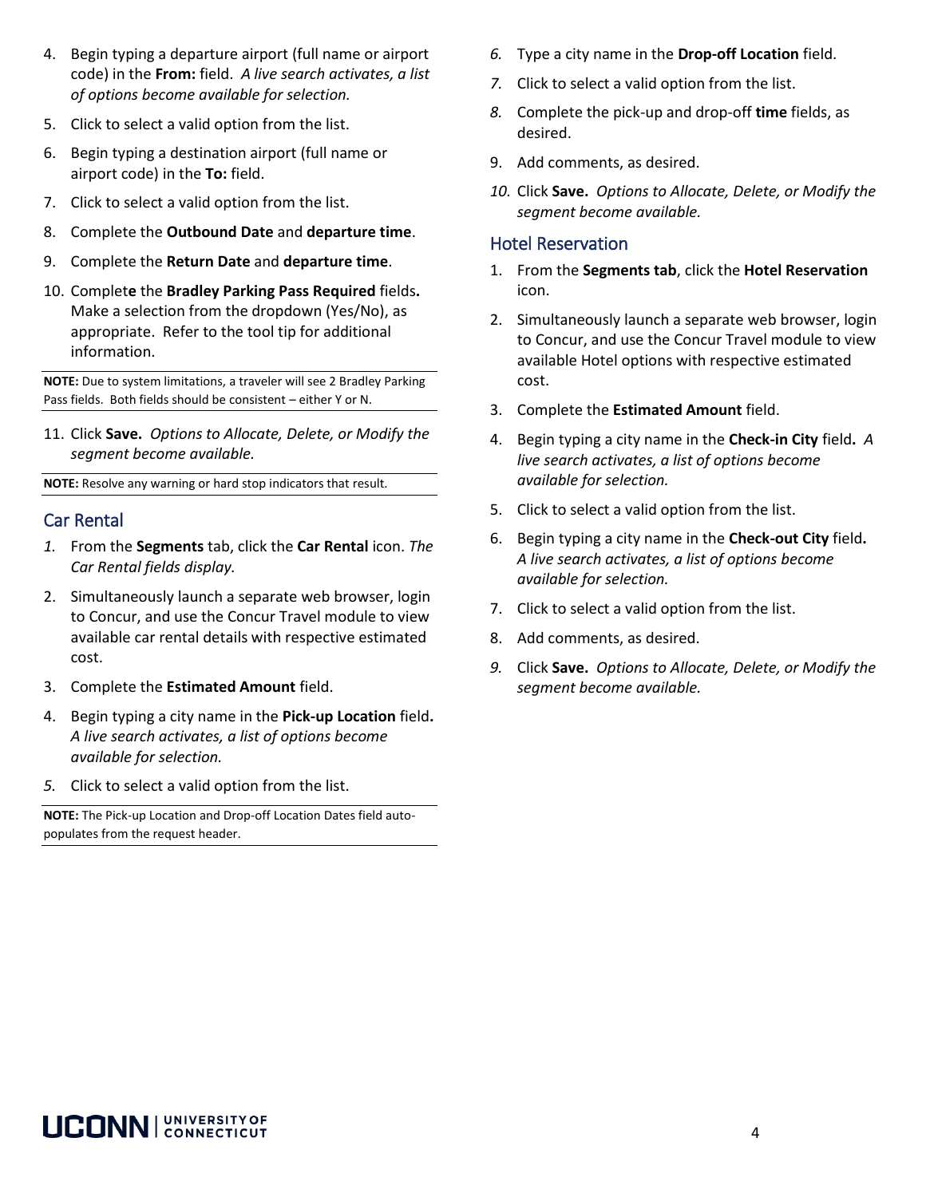4. Begin typing a departure airport (full name or airport code) in the **From:** field. *A live search activates, a list of options become available for selection.*
5. Click to select a valid option from the list.
6. Begin typing a destination airport (full name or airport code) in the **To:** field.
7. Click to select a valid option from the list.
8. Complete the **Outbound Date** and **departure time**.
9. Complete the **Return Date** and **departure time**.
10. Complete the **Bradley Parking Pass Required** fields**.** Make a selection from the dropdown (Yes/No), as appropriate. Refer to the tool tip for additional information.

**NOTE:** Due to system limitations, a traveler will see 2 Bradley Parking Pass fields. Both fields should be consistent – either Y or N.

11. Click **Save.** *Options to Allocate, Delete, or Modify the segment become available.*

**NOTE:** Resolve any warning or hard stop indicators that result.

## Car Rental

1. From the **Segments** tab, click the **Car Rental** icon. *The Car Rental fields display.*
2. Simultaneously launch a separate web browser, login to Concur, and use the Concur Travel module to view available car rental details with respective estimated cost.
3. Complete the **Estimated Amount** field.
4. Begin typing a city name in the **Pick-up Location** field**.** *A live search activates, a list of options become available for selection.*
5. Click to select a valid option from the list.

**NOTE:** The Pick-up Location and Drop-off Location Dates field auto-populates from the request header.

6. Type a city name in the **Drop-off Location** field.
7. Click to select a valid option from the list.
8. Complete the pick-up and drop-off **time** fields, as desired.
9. Add comments, as desired.
10. Click **Save.** *Options to Allocate, Delete, or Modify the segment become available.*

## Hotel Reservation

1. From the **Segments tab**, click the **Hotel Reservation** icon.
2. Simultaneously launch a separate web browser, login to Concur, and use the Concur Travel module to view available Hotel options with respective estimated cost.
3. Complete the **Estimated Amount** field.
4. Begin typing a city name in the **Check-in City** field**.** *A live search activates, a list of options become available for selection.*
5. Click to select a valid option from the list.
6. Begin typing a city name in the **Check-out City** field**.** *A live search activates, a list of options become available for selection.*
7. Click to select a valid option from the list.
8. Add comments, as desired.
9. Click **Save.** *Options to Allocate, Delete, or Modify the segment become available.*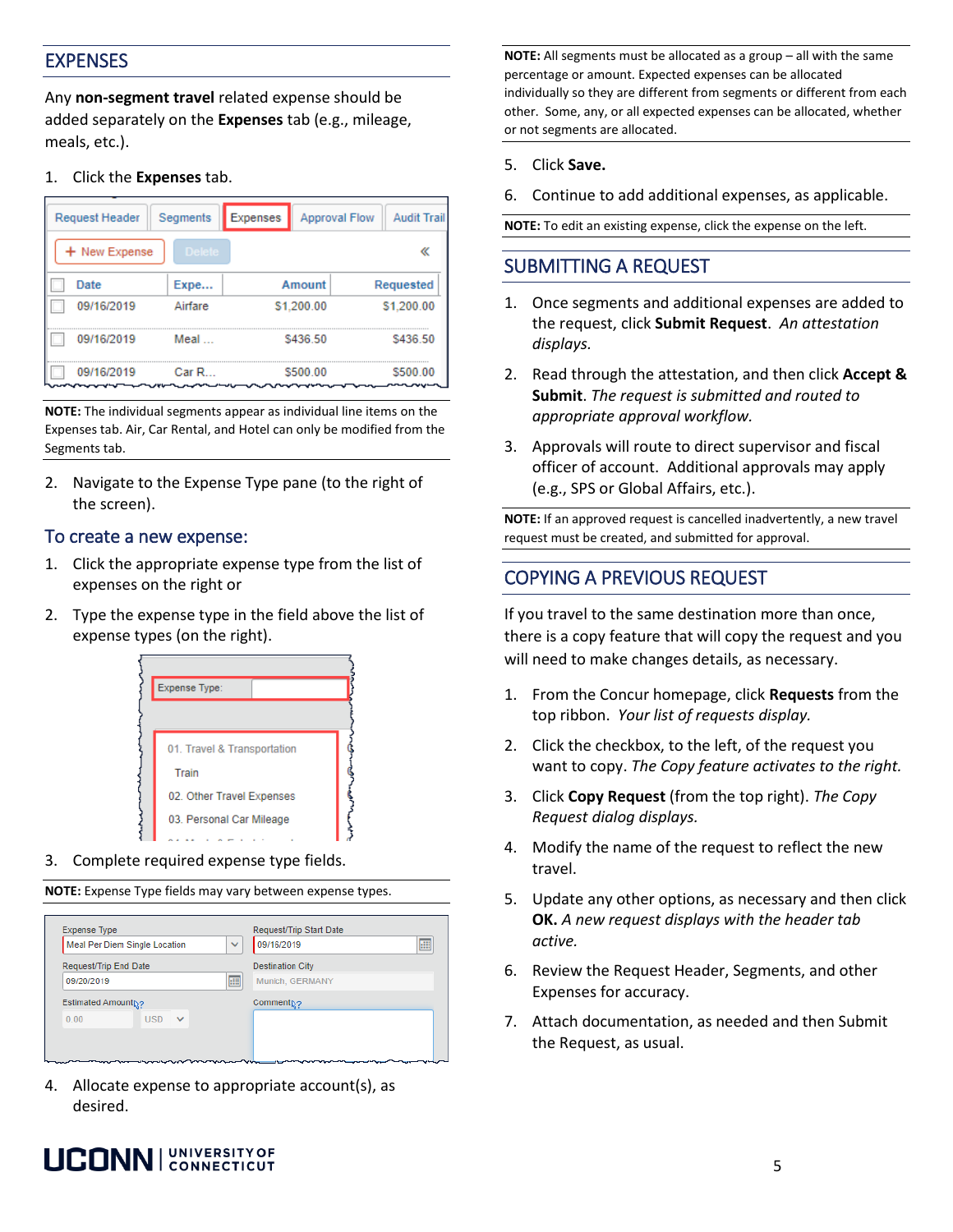## EXPENSES

Any **non-segment travel** related expense should be added separately on the **Expenses** tab (e.g., mileage, meals, etc.).

1. Click the **Expenses** tab.

**NOTE:** The individual segments appear as individual line items on the Expenses tab. Air, Car Rental, and Hotel can only be modified from the Segments tab.

2. Navigate to the Expense Type pane (to the right of the screen).

### To create a new expense:

1. Click the appropriate expense type from the list of expenses on the right or
2. Type the expense type in the field above the list of expense types (on the right).
3. Complete required expense type fields.

**NOTE:** Expense Type fields may vary between expense types.

4. Allocate expense to appropriate account(s), as desired.

**NOTE:** All segments must be allocated as a group – all with the same percentage or amount. Expected expenses can be allocated individually so they are different from segments or different from each other. Some, any, or all expected expenses can be allocated, whether or not segments are allocated.

5. Click **Save.**
6. Continue to add additional expenses, as applicable.

**NOTE:** To edit an existing expense, click the expense on the left.

## SUBMITTING A REQUEST

1. Once segments and additional expenses are added to the request, click **Submit Request**. *An attestation displays.*
2. Read through the attestation, and then click **Accept & Submit**. *The request is submitted and routed to appropriate approval workflow.*
3. Approvals will route to direct supervisor and fiscal officer of account. Additional approvals may apply (e.g., SPS or Global Affairs, etc.).

**NOTE:** If an approved request is cancelled inadvertently, a new travel request must be created, and submitted for approval.

## COPYING A PREVIOUS REQUEST

If you travel to the same destination more than once, there is a copy feature that will copy the request and you will need to make changes details, as necessary.

1. From the Concur homepage, click **Requests** from the top ribbon. *Your list of requests display.*
2. Click the checkbox, to the left, of the request you want to copy. *The Copy feature activates to the right.*
3. Click **Copy Request** (from the top right). *The Copy Request dialog displays.*
4. Modify the name of the request to reflect the new travel.
5. Update any other options, as necessary and then click **OK.** *A new request displays with the header tab active.*
6. Review the Request Header, Segments, and other Expenses for accuracy.
7. Attach documentation, as needed and then Submit the Request, as usual.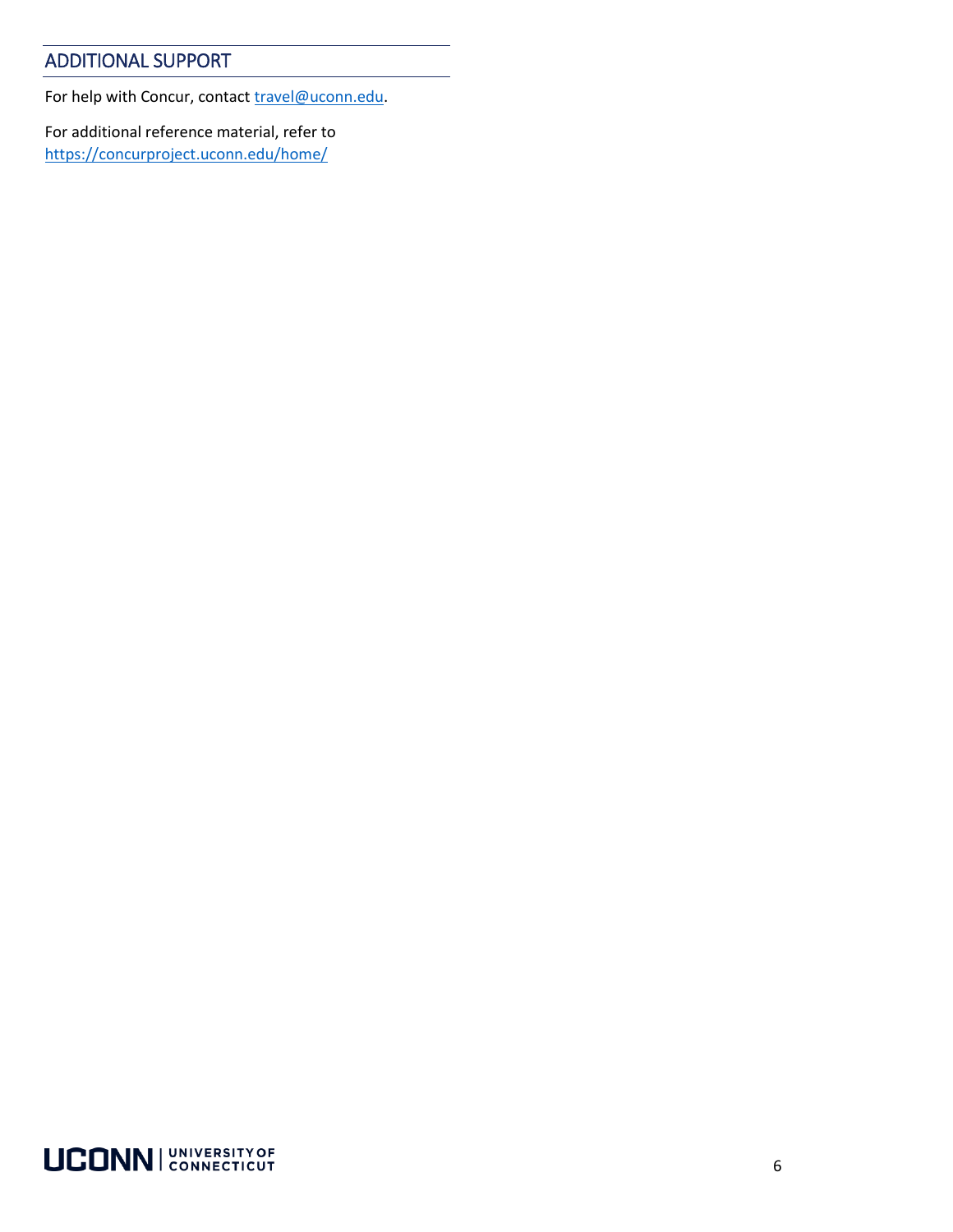## ADDITIONAL SUPPORT

For help with Concur, contact travel@uconn.edu.

For additional reference material, refer to https://concurproject.uconn.edu/home/